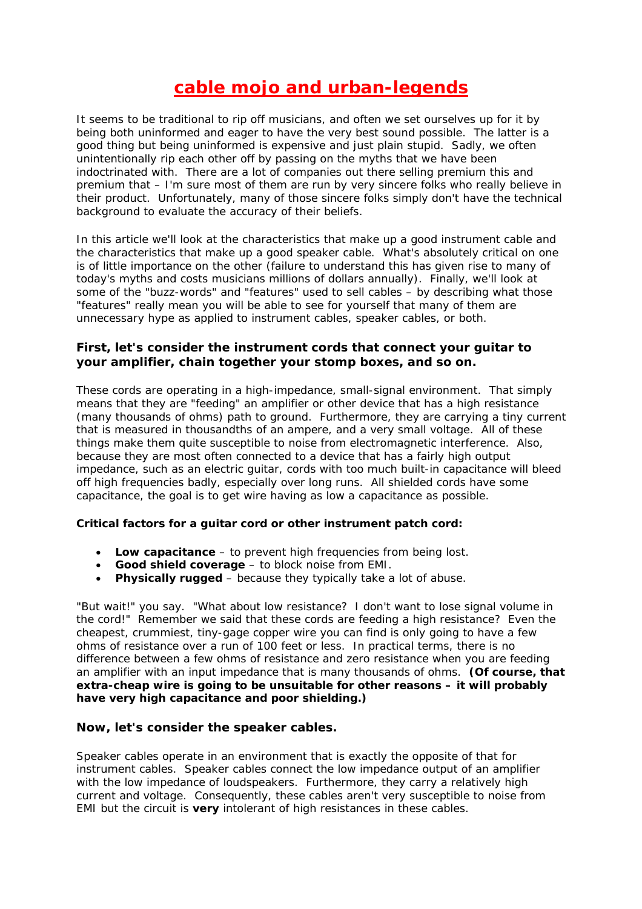# cable mojo and urban-legends

It seems to be traditional to rip off musicians, and often we set ourselves up for it by being both uninformed and eager to have the very best sound possible. The latter is a good thing but being uninformed is expensive and just plain stupid. Sadly, we often unintentionally rip each other off by passing on the myths that we have been indoctrinated with. There are a lot of companies out there selling premium this and premium that – I'm sure most of them are run by very sincere folks who really believe in their product. Unfortunately, many of those sincere folks simply don't have the technical background to evaluate the accuracy of their beliefs.

In this article we'll look at the characteristics that make up a good instrument cable and the characteristics that make up a good speaker cable. What's absolutely critical on one is of little importance on the other (failure to understand this has given rise to many of today's myths and costs musicians millions of dollars annually). Finally, we'll look at some of the "buzz-words" and "features" used to sell cables – by describing what those "features" really mean you will be able to see for yourself that many of them are unnecessary hype as applied to instrument cables, speaker cables, or both.

### First, let's consider the instrument cords that connect your guitar to your amplifier, chain together your stomp boxes, and so on.

These cords are operating in a high-impedance, small-signal environment. That simply means that they are "feeding" an amplifier or other device that has a high resistance (many thousands of ohms) path to ground. Furthermore, they are carrying a tiny current that is measured in thousandths of an ampere, and a very small voltage. All of these things make them quite susceptible to noise from electromagnetic interference. Also, because they are most often connected to a device that has a fairly high output impedance, such as an electric guitar, cords with too much built-in capacitance will bleed off high frequencies badly, especially over long runs. All shielded cords have some capacitance, the goal is to get wire having as low a capacitance as possible.

**Critical factors for a guitar cord or other instrument patch cord:**

- **Low capacitance** – to prevent high frequencies from being lost.
- **Good shield coverage** – to block noise from EMI.
- **Physically rugged** – because they typically take a lot of abuse.

"But wait!" you say. "What about low resistance? I don't want to lose signal volume in the cord!" Remember we said that these cords are feeding a high resistance? Even the cheapest, crummiest, tiny-gage copper wire you can find is only going to have a few ohms of resistance over a run of 100 feet or less. In practical terms, there is no difference between a few ohms of resistance and zero resistance when you are feeding an amplifier with an input impedance that is many thousands of ohms. **(Of course, that extra-cheap wire is going to be unsuitable for other reasons – it will probably have very high capacitance and poor shielding.)**

### Now, let's consider the speaker cables.

Speaker cables operate in an environment that is exactly the opposite of that for instrument cables. Speaker cables connect the low impedance output of an amplifier with the low impedance of loudspeakers. Furthermore, they carry a relatively high current and voltage. Consequently, these cables aren't very susceptible to noise from EMI but the circuit is **very** intolerant of high resistances in these cables.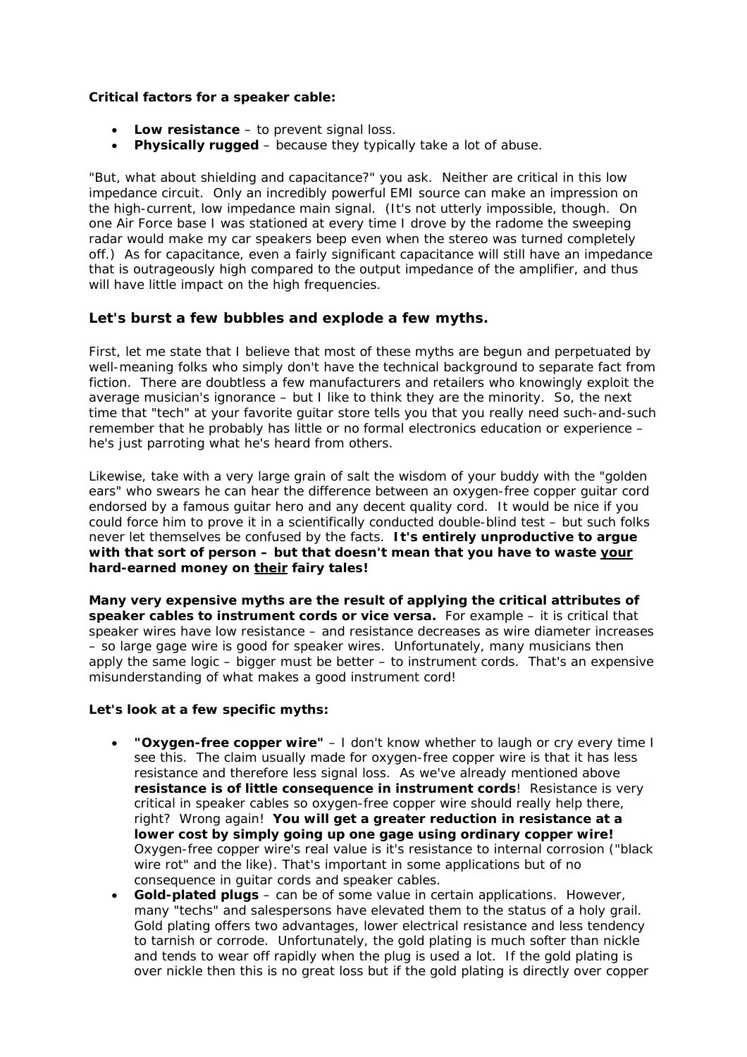**Critical factors for a speaker cable:**

- **Low resistance** – to prevent signal loss.
- **Physically rugged** – because they typically take a lot of abuse.

"But, what about shielding and capacitance?" you ask. Neither are critical in this low impedance circuit. Only an incredibly powerful EMI source can make an impression on the high-current, low impedance main signal. (It's not utterly impossible, though. On one Air Force base I was stationed at every time I drove by the radome the sweeping radar would make my car speakers beep even when the stereo was turned completely off.) As for capacitance, even a fairly significant capacitance will still have an impedance that is outrageously high compared to the output impedance of the amplifier, and thus will have little impact on the high frequencies.

## Let's burst a few bubbles and explode a few myths.

First, let me state that I believe that most of these myths are begun and perpetuated by well-meaning folks who simply don't have the technical background to separate fact from fiction. There are doubtless a few manufacturers and retailers who knowingly exploit the average musician's ignorance – but I like to think they are the minority. So, the next time that "tech" at your favorite guitar store tells you that you really need such-and-such remember that he probably has little or no formal electronics education or experience – he's just parroting what he's heard from others.

Likewise, take with a very large grain of salt the wisdom of your buddy with the "golden ears" who swears he can hear the difference between an oxygen-free copper guitar cord endorsed by a famous guitar hero and any decent quality cord. It would be nice if you could force him to prove it in a scientifically conducted double-blind test – but such folks never let themselves be confused by the facts. **It's entirely unproductive to argue with that sort of person – but that doesn't mean that you have to waste <u>your</u> hard-earned money on <u>their</u> fairy tales!**

**Many very expensive myths are the result of applying the critical attributes of speaker cables to instrument cords or vice versa.** For example – it is critical that speaker wires have low resistance – and resistance decreases as wire diameter increases – so large gage wire is good for speaker wires. Unfortunately, many musicians then apply the same logic – bigger must be better – to instrument cords. That's an expensive misunderstanding of what makes a good instrument cord!

**Let's look at a few specific myths:**

- **"Oxygen-free copper wire"** – I don't know whether to laugh or cry every time I see this. The claim usually made for oxygen-free copper wire is that it has less resistance and therefore less signal loss. As we've already mentioned above **resistance is of little consequence in instrument cords**! Resistance is very critical in speaker cables so oxygen-free copper wire should really help there, right? Wrong again! **You will get a greater reduction in resistance at a lower cost by simply going up one gage using ordinary copper wire!** Oxygen-free copper wire's real value is it's resistance to internal corrosion ("black wire rot" and the like). That's important in some applications but of no consequence in guitar cords and speaker cables.
- **Gold-plated plugs** – can be of some value in certain applications. However, many "techs" and salespersons have elevated them to the status of a holy grail. Gold plating offers two advantages, lower electrical resistance and less tendency to tarnish or corrode. Unfortunately, the gold plating is much softer than nickle and tends to wear off rapidly when the plug is used a lot. If the gold plating is over nickle then this is no great loss but if the gold plating is directly over copper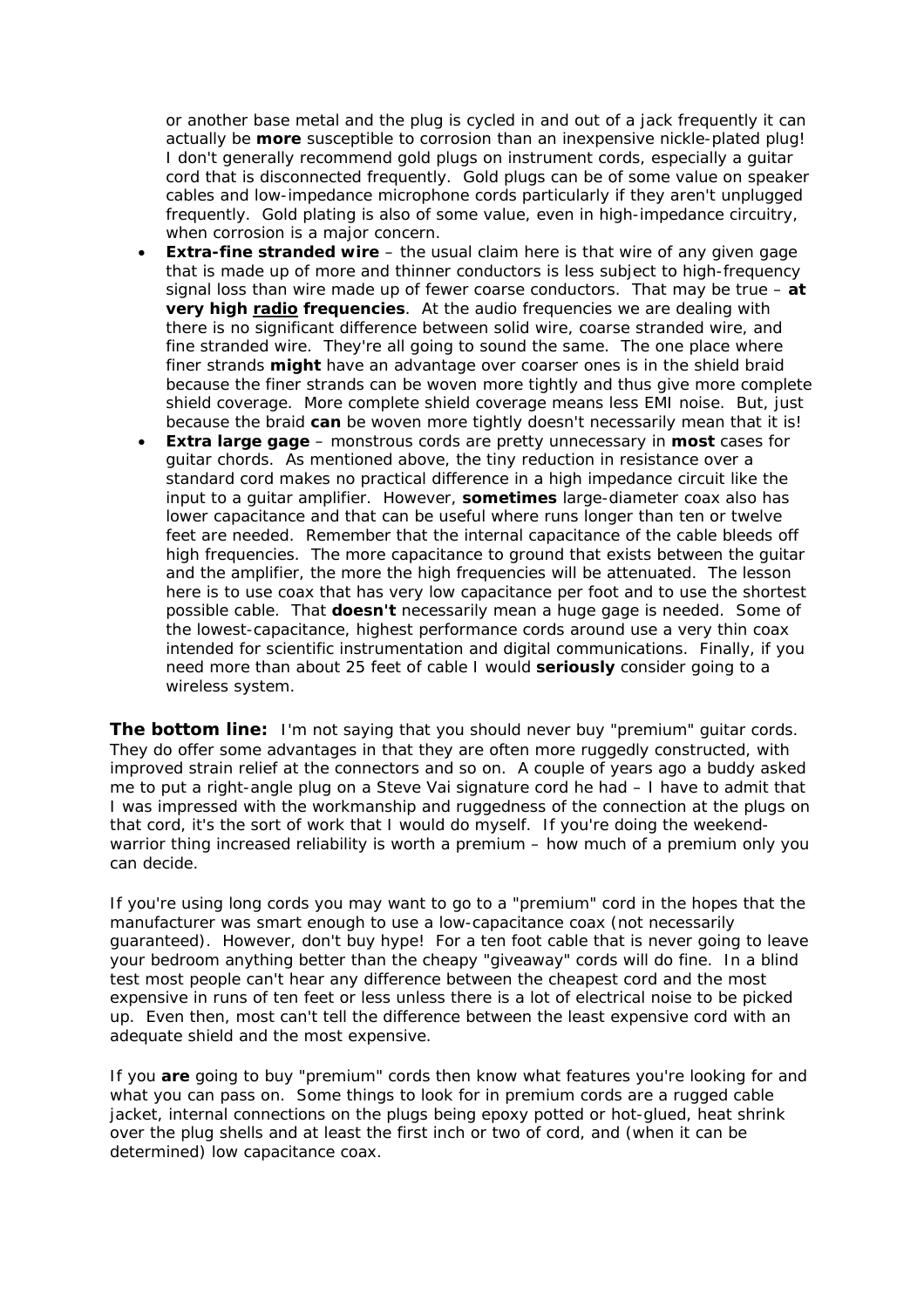or another base metal and the plug is cycled in and out of a jack frequently it can actually be **more** susceptible to corrosion than an inexpensive nickle-plated plug! I don't generally recommend gold plugs on instrument cords, especially a guitar cord that is disconnected frequently. Gold plugs can be of some value on speaker cables and low-impedance microphone cords particularly if they aren't unplugged frequently. Gold plating is also of some value, even in high-impedance circuitry, when corrosion is a major concern.

- **Extra-fine stranded wire** – the usual claim here is that wire of any given gage that is made up of more and thinner conductors is less subject to high-frequency signal loss than wire made up of fewer coarse conductors. That may be true – **at very high <u>radio</u> frequencies**. At the audio frequencies we are dealing with there is no significant difference between solid wire, coarse stranded wire, and fine stranded wire. They're all going to sound the same. The one place where finer strands **might** have an advantage over coarser ones is in the shield braid because the finer strands can be woven more tightly and thus give more complete shield coverage. More complete shield coverage means less EMI noise. But, just because the braid **can** be woven more tightly doesn't necessarily mean that it is!
- **Extra large gage** – monstrous cords are pretty unnecessary in **most** cases for guitar chords. As mentioned above, the tiny reduction in resistance over a standard cord makes no practical difference in a high impedance circuit like the input to a guitar amplifier. However, **sometimes** large-diameter coax also has lower capacitance and that can be useful where runs longer than ten or twelve feet are needed. Remember that the internal capacitance of the cable bleeds off high frequencies. The more capacitance to ground that exists between the guitar and the amplifier, the more the high frequencies will be attenuated. The lesson here is to use coax that has very low capacitance per foot and to use the shortest possible cable. That **doesn't** necessarily mean a huge gage is needed. Some of the lowest-capacitance, highest performance cords around use a very thin coax intended for scientific instrumentation and digital communications. Finally, if you need more than about 25 feet of cable I would **seriously** consider going to a wireless system.

**The bottom line:** I'm not saying that you should never buy "premium" guitar cords. They do offer some advantages in that they are often more ruggedly constructed, with improved strain relief at the connectors and so on. A couple of years ago a buddy asked me to put a right-angle plug on a Steve Vai signature cord he had – I have to admit that I was impressed with the workmanship and ruggedness of the connection at the plugs on that cord, it's the sort of work that I would do myself. If you're doing the weekend-warrior thing increased reliability is worth a premium – how much of a premium only you can decide.

If you're using long cords you may want to go to a "premium" cord in the hopes that the manufacturer was smart enough to use a low-capacitance coax (not necessarily guaranteed). However, don't buy hype! For a ten foot cable that is never going to leave your bedroom anything better than the cheapy "giveaway" cords will do fine. In a blind test most people can't hear any difference between the cheapest cord and the most expensive in runs of ten feet or less unless there is a lot of electrical noise to be picked up. Even then, most can't tell the difference between the least expensive cord with an adequate shield and the most expensive.

If you **are** going to buy "premium" cords then know what features you're looking for and what you can pass on. Some things to look for in premium cords are a rugged cable jacket, internal connections on the plugs being epoxy potted or hot-glued, heat shrink over the plug shells and at least the first inch or two of cord, and (when it can be determined) low capacitance coax.